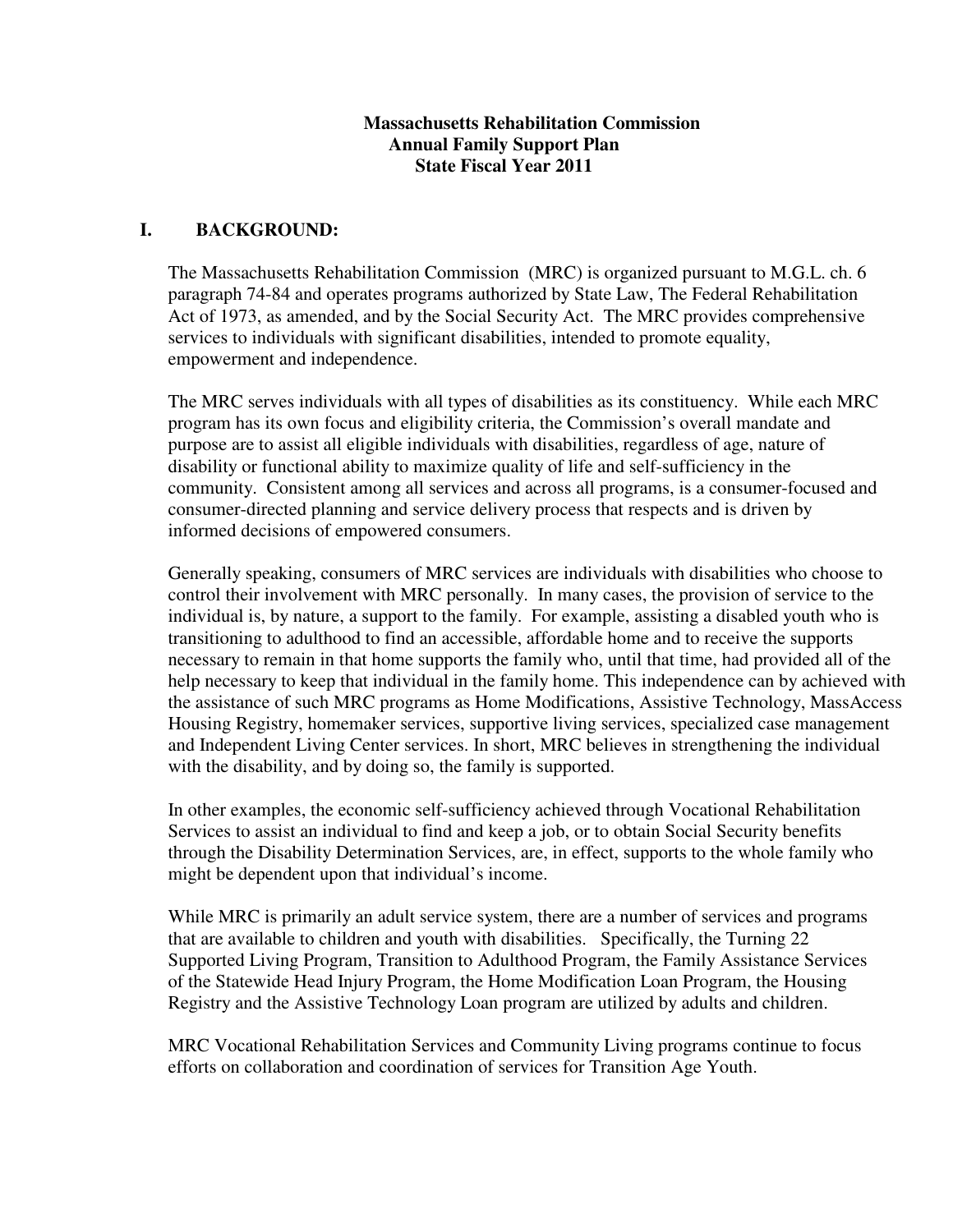# Massachusetts Rehabilitation Commission
## Annual Family Support Plan
## State Fiscal Year 2011

## I. BACKGROUND:

The Massachusetts Rehabilitation Commission (MRC) is organized pursuant to M.G.L. ch. 6 paragraph 74-84 and operates programs authorized by State Law, The Federal Rehabilitation Act of 1973, as amended, and by the Social Security Act. The MRC provides comprehensive services to individuals with significant disabilities, intended to promote equality, empowerment and independence.

The MRC serves individuals with all types of disabilities as its constituency. While each MRC program has its own focus and eligibility criteria, the Commission's overall mandate and purpose are to assist all eligible individuals with disabilities, regardless of age, nature of disability or functional ability to maximize quality of life and self-sufficiency in the community. Consistent among all services and across all programs, is a consumer-focused and consumer-directed planning and service delivery process that respects and is driven by informed decisions of empowered consumers.

Generally speaking, consumers of MRC services are individuals with disabilities who choose to control their involvement with MRC personally. In many cases, the provision of service to the individual is, by nature, a support to the family. For example, assisting a disabled youth who is transitioning to adulthood to find an accessible, affordable home and to receive the supports necessary to remain in that home supports the family who, until that time, had provided all of the help necessary to keep that individual in the family home. This independence can by achieved with the assistance of such MRC programs as Home Modifications, Assistive Technology, MassAccess Housing Registry, homemaker services, supportive living services, specialized case management and Independent Living Center services. In short, MRC believes in strengthening the individual with the disability, and by doing so, the family is supported.

In other examples, the economic self-sufficiency achieved through Vocational Rehabilitation Services to assist an individual to find and keep a job, or to obtain Social Security benefits through the Disability Determination Services, are, in effect, supports to the whole family who might be dependent upon that individual's income.

While MRC is primarily an adult service system, there are a number of services and programs that are available to children and youth with disabilities. Specifically, the Turning 22 Supported Living Program, Transition to Adulthood Program, the Family Assistance Services of the Statewide Head Injury Program, the Home Modification Loan Program, the Housing Registry and the Assistive Technology Loan program are utilized by adults and children.

MRC Vocational Rehabilitation Services and Community Living programs continue to focus efforts on collaboration and coordination of services for Transition Age Youth.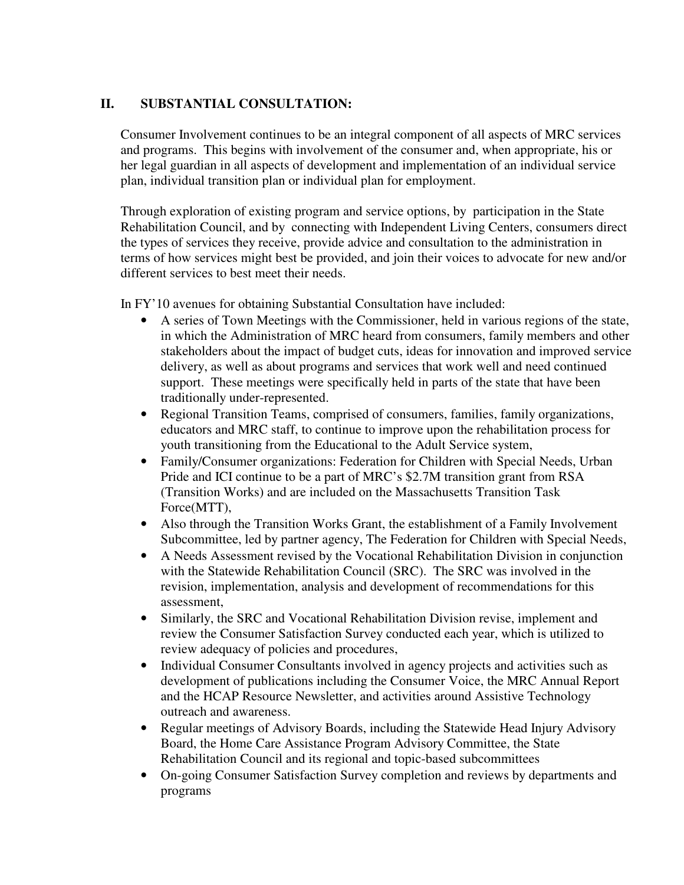## II. SUBSTANTIAL CONSULTATION:

Consumer Involvement continues to be an integral component of all aspects of MRC services and programs. This begins with involvement of the consumer and, when appropriate, his or her legal guardian in all aspects of development and implementation of an individual service plan, individual transition plan or individual plan for employment.

Through exploration of existing program and service options, by participation in the State Rehabilitation Council, and by connecting with Independent Living Centers, consumers direct the types of services they receive, provide advice and consultation to the administration in terms of how services might best be provided, and join their voices to advocate for new and/or different services to best meet their needs.

In FY'10 avenues for obtaining Substantial Consultation have included:

- A series of Town Meetings with the Commissioner, held in various regions of the state, in which the Administration of MRC heard from consumers, family members and other stakeholders about the impact of budget cuts, ideas for innovation and improved service delivery, as well as about programs and services that work well and need continued support. These meetings were specifically held in parts of the state that have been traditionally under-represented.
- Regional Transition Teams, comprised of consumers, families, family organizations, educators and MRC staff, to continue to improve upon the rehabilitation process for youth transitioning from the Educational to the Adult Service system,
- Family/Consumer organizations: Federation for Children with Special Needs, Urban Pride and ICI continue to be a part of MRC's $2.7M transition grant from RSA (Transition Works) and are included on the Massachusetts Transition Task Force(MTT),
- Also through the Transition Works Grant, the establishment of a Family Involvement Subcommittee, led by partner agency, The Federation for Children with Special Needs,
- A Needs Assessment revised by the Vocational Rehabilitation Division in conjunction with the Statewide Rehabilitation Council (SRC). The SRC was involved in the revision, implementation, analysis and development of recommendations for this assessment,
- Similarly, the SRC and Vocational Rehabilitation Division revise, implement and review the Consumer Satisfaction Survey conducted each year, which is utilized to review adequacy of policies and procedures,
- Individual Consumer Consultants involved in agency projects and activities such as development of publications including the Consumer Voice, the MRC Annual Report and the HCAP Resource Newsletter, and activities around Assistive Technology outreach and awareness.
- Regular meetings of Advisory Boards, including the Statewide Head Injury Advisory Board, the Home Care Assistance Program Advisory Committee, the State Rehabilitation Council and its regional and topic-based subcommittees
- On-going Consumer Satisfaction Survey completion and reviews by departments and programs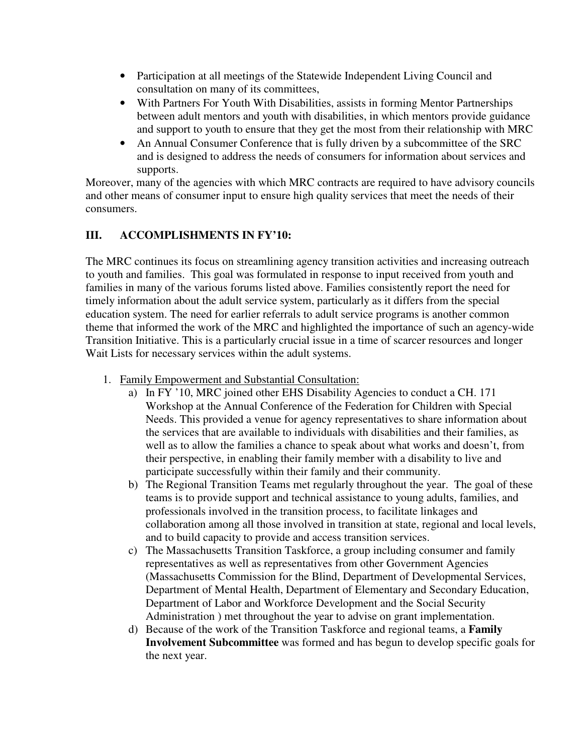- Participation at all meetings of the Statewide Independent Living Council and consultation on many of its committees,
- With Partners For Youth With Disabilities, assists in forming Mentor Partnerships between adult mentors and youth with disabilities, in which mentors provide guidance and support to youth to ensure that they get the most from their relationship with MRC
- An Annual Consumer Conference that is fully driven by a subcommittee of the SRC and is designed to address the needs of consumers for information about services and supports.

Moreover, many of the agencies with which MRC contracts are required to have advisory councils and other means of consumer input to ensure high quality services that meet the needs of their consumers.

## III. ACCOMPLISHMENTS IN FY'10:

The MRC continues its focus on streamlining agency transition activities and increasing outreach to youth and families. This goal was formulated in response to input received from youth and families in many of the various forums listed above. Families consistently report the need for timely information about the adult service system, particularly as it differs from the special education system. The need for earlier referrals to adult service programs is another common theme that informed the work of the MRC and highlighted the importance of such an agency-wide Transition Initiative. This is a particularly crucial issue in a time of scarcer resources and longer Wait Lists for necessary services within the adult systems.

1. Family Empowerment and Substantial Consultation:
   a) In FY '10, MRC joined other EHS Disability Agencies to conduct a CH. 171 Workshop at the Annual Conference of the Federation for Children with Special Needs. This provided a venue for agency representatives to share information about the services that are available to individuals with disabilities and their families, as well as to allow the families a chance to speak about what works and doesn't, from their perspective, in enabling their family member with a disability to live and participate successfully within their family and their community.
   b) The Regional Transition Teams met regularly throughout the year. The goal of these teams is to provide support and technical assistance to young adults, families, and professionals involved in the transition process, to facilitate linkages and collaboration among all those involved in transition at state, regional and local levels, and to build capacity to provide and access transition services.
   c) The Massachusetts Transition Taskforce, a group including consumer and family representatives as well as representatives from other Government Agencies (Massachusetts Commission for the Blind, Department of Developmental Services, Department of Mental Health, Department of Elementary and Secondary Education, Department of Labor and Workforce Development and the Social Security Administration ) met throughout the year to advise on grant implementation.
   d) Because of the work of the Transition Taskforce and regional teams, a **Family Involvement Subcommittee** was formed and has begun to develop specific goals for the next year.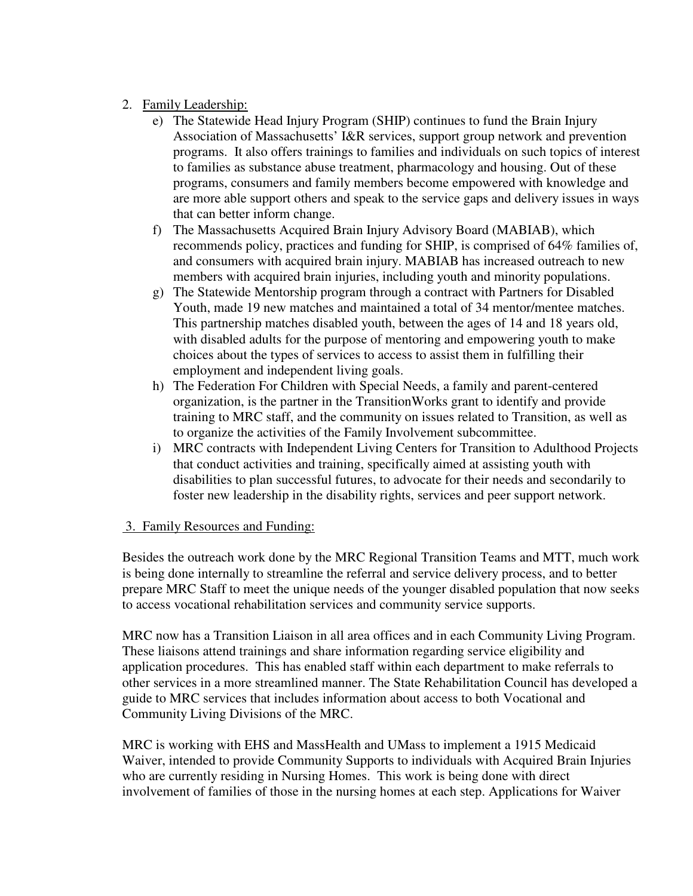2. Family Leadership:

   e) The Statewide Head Injury Program (SHIP) continues to fund the Brain Injury Association of Massachusetts' I&R services, support group network and prevention programs. It also offers trainings to families and individuals on such topics of interest to families as substance abuse treatment, pharmacology and housing. Out of these programs, consumers and family members become empowered with knowledge and are more able support others and speak to the service gaps and delivery issues in ways that can better inform change.

   f) The Massachusetts Acquired Brain Injury Advisory Board (MABIAB), which recommends policy, practices and funding for SHIP, is comprised of 64% families of, and consumers with acquired brain injury. MABIAB has increased outreach to new members with acquired brain injuries, including youth and minority populations.

   g) The Statewide Mentorship program through a contract with Partners for Disabled Youth, made 19 new matches and maintained a total of 34 mentor/mentee matches. This partnership matches disabled youth, between the ages of 14 and 18 years old, with disabled adults for the purpose of mentoring and empowering youth to make choices about the types of services to access to assist them in fulfilling their employment and independent living goals.

   h) The Federation For Children with Special Needs, a family and parent-centered organization, is the partner in the TransitionWorks grant to identify and provide training to MRC staff, and the community on issues related to Transition, as well as to organize the activities of the Family Involvement subcommittee.

   i) MRC contracts with Independent Living Centers for Transition to Adulthood Projects that conduct activities and training, specifically aimed at assisting youth with disabilities to plan successful futures, to advocate for their needs and secondarily to foster new leadership in the disability rights, services and peer support network.

3. Family Resources and Funding:

Besides the outreach work done by the MRC Regional Transition Teams and MTT, much work is being done internally to streamline the referral and service delivery process, and to better prepare MRC Staff to meet the unique needs of the younger disabled population that now seeks to access vocational rehabilitation services and community service supports.

MRC now has a Transition Liaison in all area offices and in each Community Living Program. These liaisons attend trainings and share information regarding service eligibility and application procedures. This has enabled staff within each department to make referrals to other services in a more streamlined manner. The State Rehabilitation Council has developed a guide to MRC services that includes information about access to both Vocational and Community Living Divisions of the MRC.

MRC is working with EHS and MassHealth and UMass to implement a 1915 Medicaid Waiver, intended to provide Community Supports to individuals with Acquired Brain Injuries who are currently residing in Nursing Homes. This work is being done with direct involvement of families of those in the nursing homes at each step. Applications for Waiver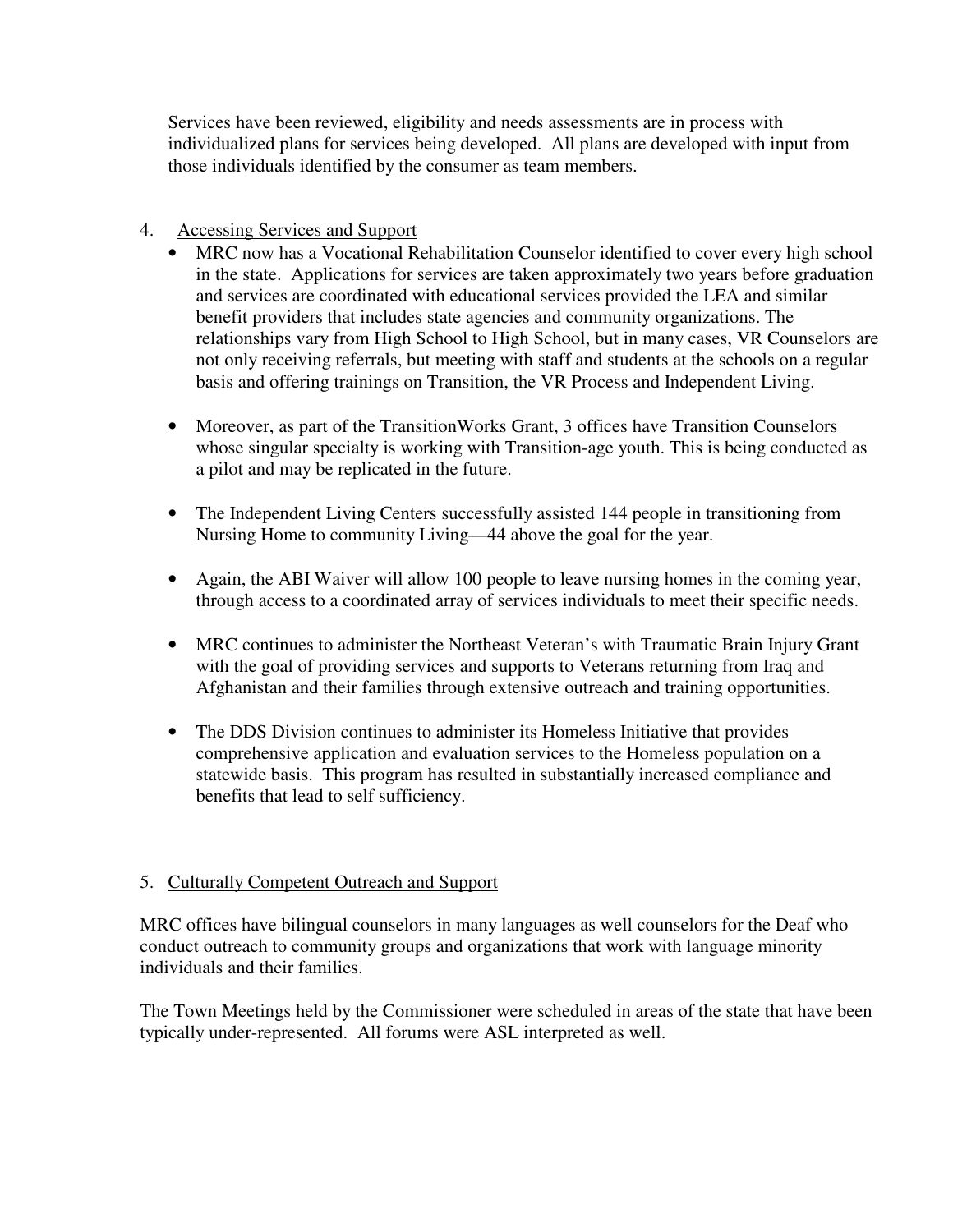Services have been reviewed, eligibility and needs assessments are in process with individualized plans for services being developed. All plans are developed with input from those individuals identified by the consumer as team members.

4. Accessing Services and Support

- MRC now has a Vocational Rehabilitation Counselor identified to cover every high school in the state. Applications for services are taken approximately two years before graduation and services are coordinated with educational services provided the LEA and similar benefit providers that includes state agencies and community organizations. The relationships vary from High School to High School, but in many cases, VR Counselors are not only receiving referrals, but meeting with staff and students at the schools on a regular basis and offering trainings on Transition, the VR Process and Independent Living.

- Moreover, as part of the TransitionWorks Grant, 3 offices have Transition Counselors whose singular specialty is working with Transition-age youth. This is being conducted as a pilot and may be replicated in the future.

- The Independent Living Centers successfully assisted 144 people in transitioning from Nursing Home to community Living—44 above the goal for the year.

- Again, the ABI Waiver will allow 100 people to leave nursing homes in the coming year, through access to a coordinated array of services individuals to meet their specific needs.

- MRC continues to administer the Northeast Veteran's with Traumatic Brain Injury Grant with the goal of providing services and supports to Veterans returning from Iraq and Afghanistan and their families through extensive outreach and training opportunities.

- The DDS Division continues to administer its Homeless Initiative that provides comprehensive application and evaluation services to the Homeless population on a statewide basis. This program has resulted in substantially increased compliance and benefits that lead to self sufficiency.

5. Culturally Competent Outreach and Support

MRC offices have bilingual counselors in many languages as well counselors for the Deaf who conduct outreach to community groups and organizations that work with language minority individuals and their families.

The Town Meetings held by the Commissioner were scheduled in areas of the state that have been typically under-represented. All forums were ASL interpreted as well.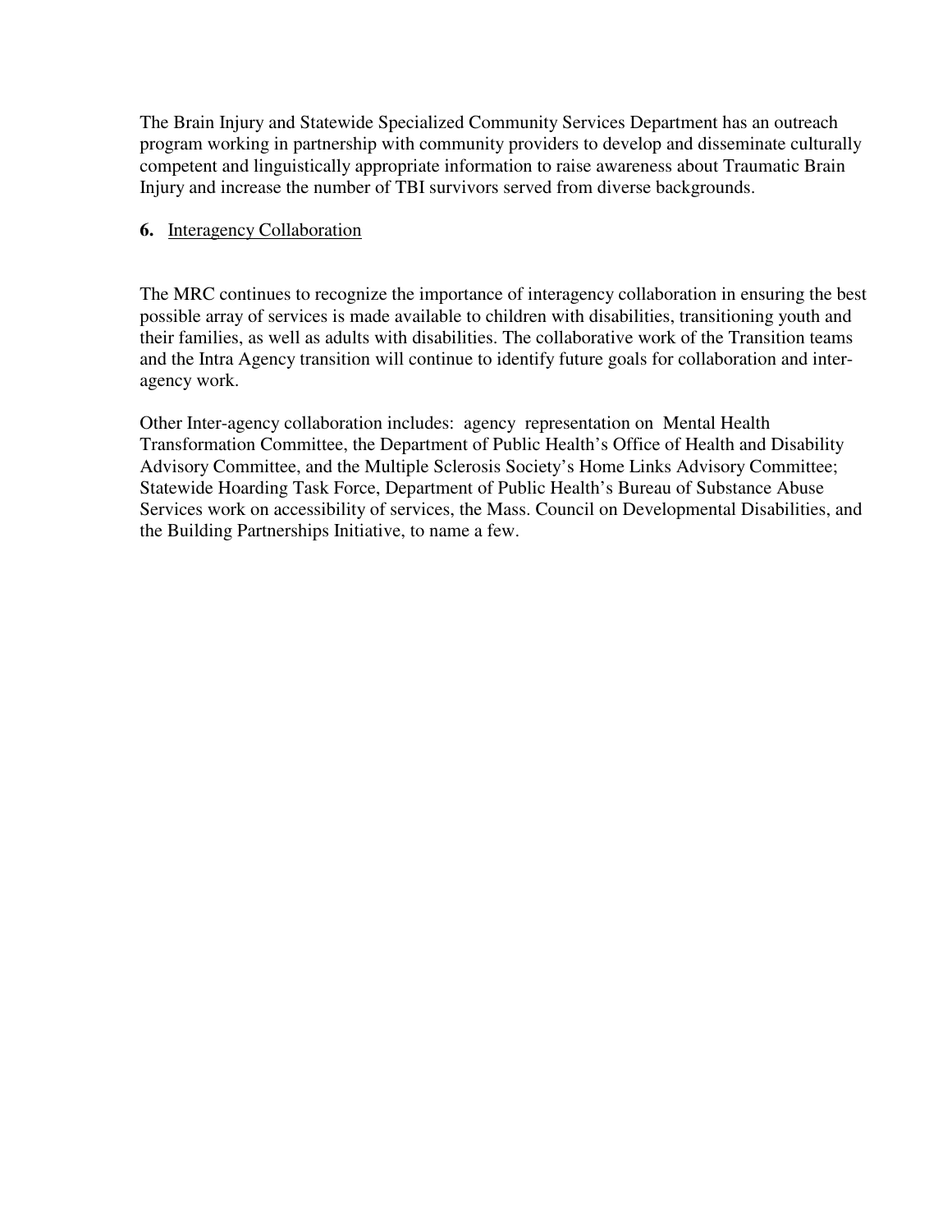The Brain Injury and Statewide Specialized Community Services Department has an outreach program working in partnership with community providers to develop and disseminate culturally competent and linguistically appropriate information to raise awareness about Traumatic Brain Injury and increase the number of TBI survivors served from diverse backgrounds.

**6.** Interagency Collaboration

The MRC continues to recognize the importance of interagency collaboration in ensuring the best possible array of services is made available to children with disabilities, transitioning youth and their families, as well as adults with disabilities. The collaborative work of the Transition teams and the Intra Agency transition will continue to identify future goals for collaboration and inter-agency work.

Other Inter-agency collaboration includes: agency representation on Mental Health Transformation Committee, the Department of Public Health's Office of Health and Disability Advisory Committee, and the Multiple Sclerosis Society's Home Links Advisory Committee; Statewide Hoarding Task Force, Department of Public Health's Bureau of Substance Abuse Services work on accessibility of services, the Mass. Council on Developmental Disabilities, and the Building Partnerships Initiative, to name a few.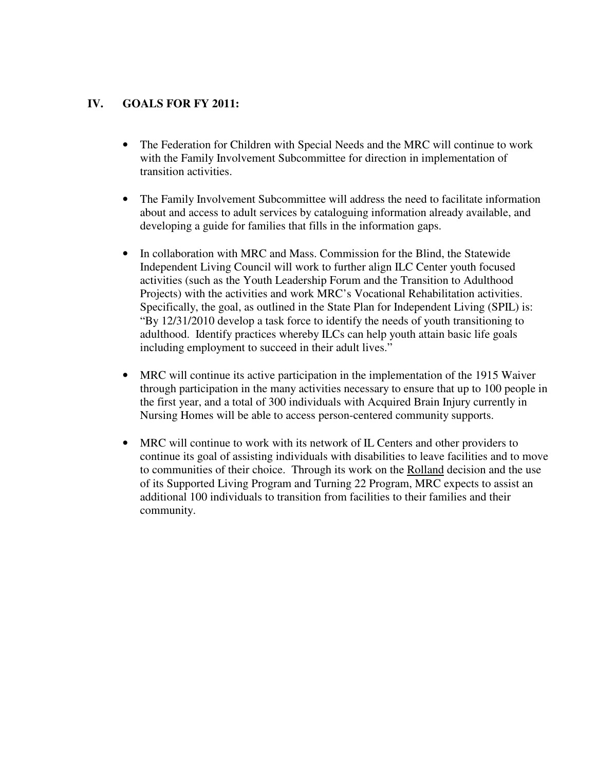## IV. GOALS FOR FY 2011:

- The Federation for Children with Special Needs and the MRC will continue to work with the Family Involvement Subcommittee for direction in implementation of transition activities.

- The Family Involvement Subcommittee will address the need to facilitate information about and access to adult services by cataloguing information already available, and developing a guide for families that fills in the information gaps.

- In collaboration with MRC and Mass. Commission for the Blind, the Statewide Independent Living Council will work to further align ILC Center youth focused activities (such as the Youth Leadership Forum and the Transition to Adulthood Projects) with the activities and work MRC's Vocational Rehabilitation activities. Specifically, the goal, as outlined in the State Plan for Independent Living (SPIL) is: "By 12/31/2010 develop a task force to identify the needs of youth transitioning to adulthood. Identify practices whereby ILCs can help youth attain basic life goals including employment to succeed in their adult lives."

- MRC will continue its active participation in the implementation of the 1915 Waiver through participation in the many activities necessary to ensure that up to 100 people in the first year, and a total of 300 individuals with Acquired Brain Injury currently in Nursing Homes will be able to access person-centered community supports.

- MRC will continue to work with its network of IL Centers and other providers to continue its goal of assisting individuals with disabilities to leave facilities and to move to communities of their choice. Through its work on the <u>Rolland</u> decision and the use of its Supported Living Program and Turning 22 Program, MRC expects to assist an additional 100 individuals to transition from facilities to their families and their community.